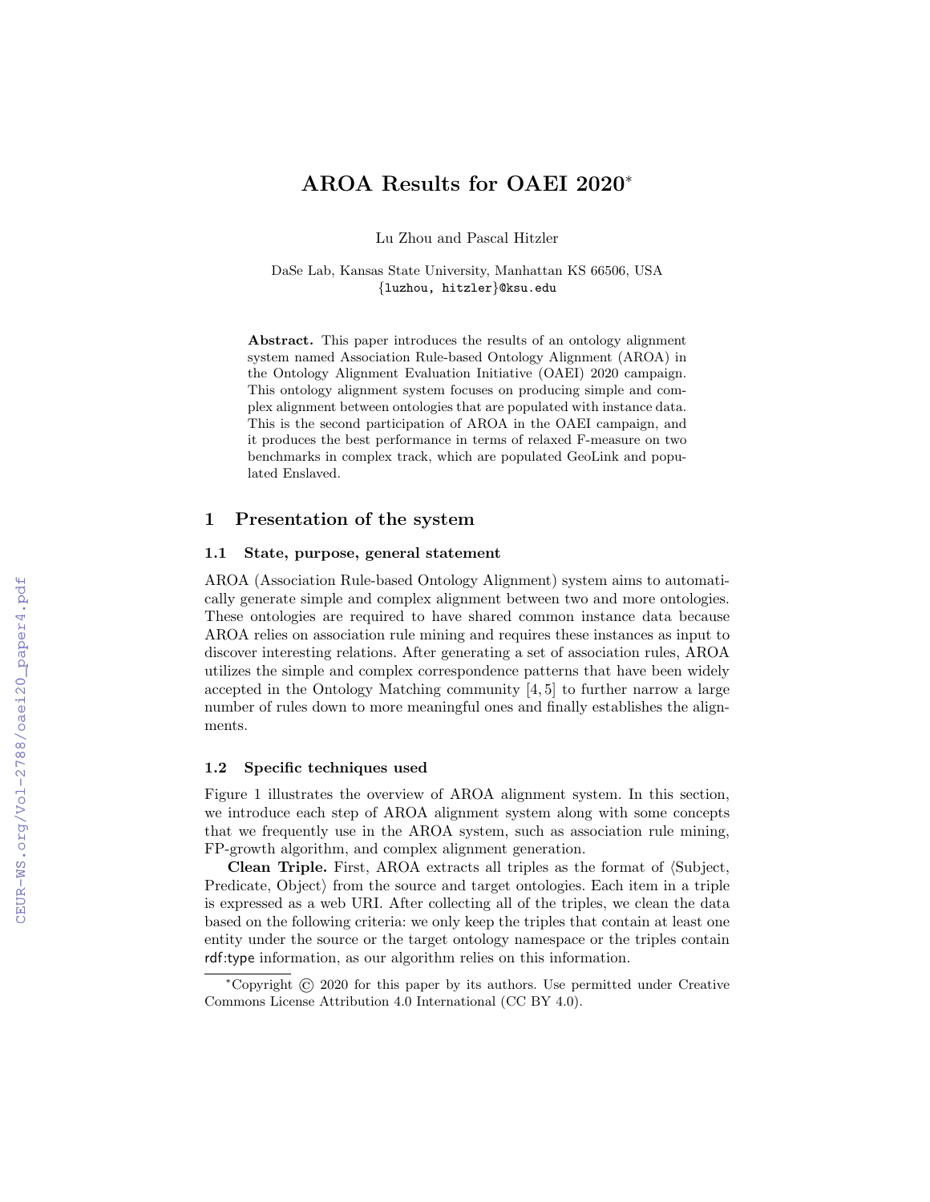# AROA Results for OAEI 2020*

Lu Zhou and Pascal Hitzler

DaSe Lab, Kansas State University, Manhattan KS 66506, USA
{luzhou, hitzler}@ksu.edu

**Abstract.** This paper introduces the results of an ontology alignment system named Association Rule-based Ontology Alignment (AROA) in the Ontology Alignment Evaluation Initiative (OAEI) 2020 campaign. This ontology alignment system focuses on producing simple and complex alignment between ontologies that are populated with instance data. This is the second participation of AROA in the OAEI campaign, and it produces the best performance in terms of relaxed F-measure on two benchmarks in complex track, which are populated GeoLink and populated Enslaved.

## 1 Presentation of the system

### 1.1 State, purpose, general statement

AROA (Association Rule-based Ontology Alignment) system aims to automatically generate simple and complex alignment between two and more ontologies. These ontologies are required to have shared common instance data because AROA relies on association rule mining and requires these instances as input to discover interesting relations. After generating a set of association rules, AROA utilizes the simple and complex correspondence patterns that have been widely accepted in the Ontology Matching community [4, 5] to further narrow a large number of rules down to more meaningful ones and finally establishes the alignments.

### 1.2 Specific techniques used

Figure 1 illustrates the overview of AROA alignment system. In this section, we introduce each step of AROA alignment system along with some concepts that we frequently use in the AROA system, such as association rule mining, FP-growth algorithm, and complex alignment generation.

**Clean Triple.** First, AROA extracts all triples as the format of ⟨Subject, Predicate, Object⟩ from the source and target ontologies. Each item in a triple is expressed as a web URI. After collecting all of the triples, we clean the data based on the following criteria: we only keep the triples that contain at least one entity under the source or the target ontology namespace or the triples contain rdf:type information, as our algorithm relies on this information.

*Copyright © 2020 for this paper by its authors. Use permitted under Creative Commons License Attribution 4.0 International (CC BY 4.0).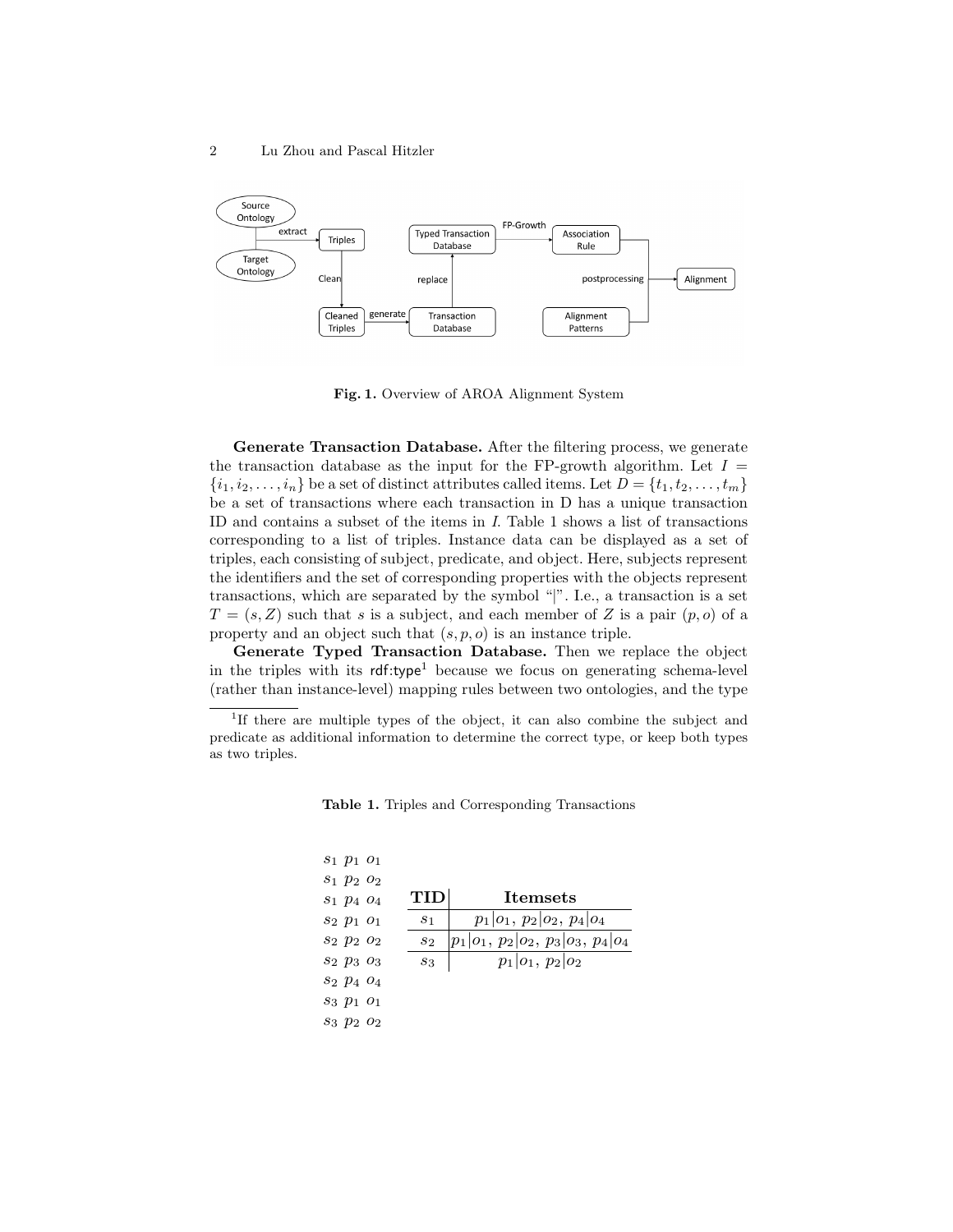**Fig. 1.** Overview of AROA Alignment System

**Generate Transaction Database.** After the filtering process, we generate the transaction database as the input for the FP-growth algorithm. Let $I = \{i_1, i_2, \ldots, i_n\}$ be a set of distinct attributes called items. Let $D = \{t_1, t_2, \ldots, t_m\}$ be a set of transactions where each transaction in D has a unique transaction ID and contains a subset of the items in $I$. Table 1 shows a list of transactions corresponding to a list of triples. Instance data can be displayed as a set of triples, each consisting of subject, predicate, and object. Here, subjects represent the identifiers and the set of corresponding properties with the objects represent transactions, which are separated by the symbol "|". I.e., a transaction is a set $T = (s, Z)$ such that $s$ is a subject, and each member of $Z$ is a pair $(p, o)$ of a property and an object such that $(s, p, o)$ is an instance triple.

**Generate Typed Transaction Database.** Then we replace the object in the triples with its rdf:type[1] because we focus on generating schema-level (rather than instance-level) mapping rules between two ontologies, and the type

[1]If there are multiple types of the object, it can also combine the subject and predicate as additional information to determine the correct type, or keep both types as two triples.

**Table 1.** Triples and Corresponding Transactions

$s_1$ $p_1$ $o_1$
$s_1$ $p_2$ $o_2$
$s_1$ $p_4$ $o_4$
$s_2$ $p_1$ $o_1$
$s_2$ $p_2$ $o_2$
$s_2$ $p_3$ $o_3$
$s_2$ $p_4$ $o_4$
$s_3$ $p_1$ $o_1$
$s_3$ $p_2$ $o_2$

| TID | Itemsets |
|---|---|
| $s_1$ | $p_1\|o_1$, $p_2\|o_2$, $p_4\|o_4$ |
| $s_2$ | $p_1\|o_1$, $p_2\|o_2$, $p_3\|o_3$, $p_4\|o_4$ |
| $s_3$ | $p_1\|o_1$, $p_2\|o_2$ |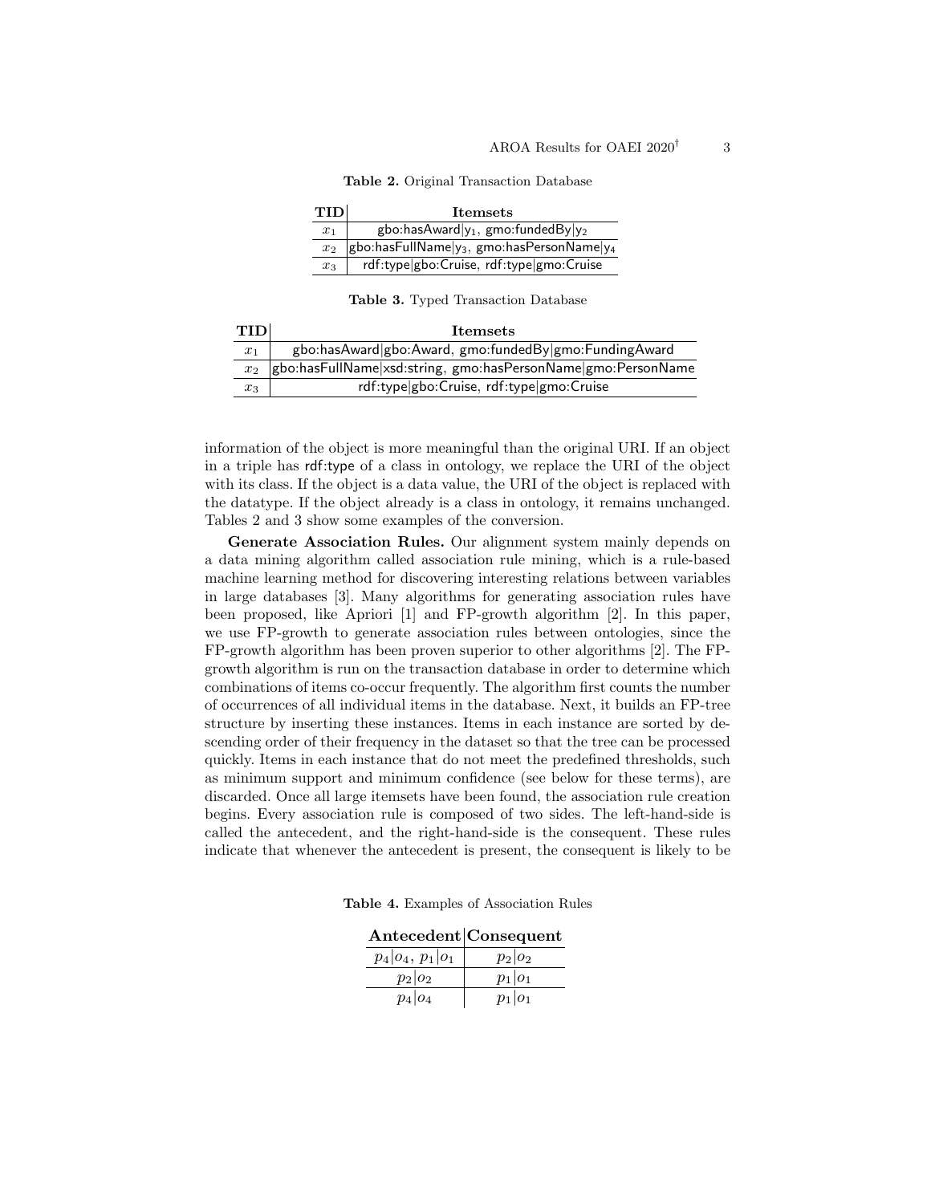**Table 2.** Original Transaction Database

| TID | Itemsets |
| --- | --- |
| $x_1$ | gbo:hasAward\|$y_1$, gmo:fundedBy\|$y_2$ |
| $x_2$ | gbo:hasFullName\|$y_3$, gmo:hasPersonName\|$y_4$ |
| $x_3$ | rdf:type\|gbo:Cruise, rdf:type\|gmo:Cruise |

**Table 3.** Typed Transaction Database

| TID | Itemsets |
| --- | --- |
| $x_1$ | gbo:hasAward\|gbo:Award, gmo:fundedBy\|gmo:FundingAward |
| $x_2$ | gbo:hasFullName\|xsd:string, gmo:hasPersonName\|gmo:PersonName |
| $x_3$ | rdf:type\|gbo:Cruise, rdf:type\|gmo:Cruise |

information of the object is more meaningful than the original URI. If an object in a triple has rdf:type of a class in ontology, we replace the URI of the object with its class. If the object is a data value, the URI of the object is replaced with the datatype. If the object already is a class in ontology, it remains unchanged. Tables 2 and 3 show some examples of the conversion.

**Generate Association Rules.** Our alignment system mainly depends on a data mining algorithm called association rule mining, which is a rule-based machine learning method for discovering interesting relations between variables in large databases [3]. Many algorithms for generating association rules have been proposed, like Apriori [1] and FP-growth algorithm [2]. In this paper, we use FP-growth to generate association rules between ontologies, since the FP-growth algorithm has been proven superior to other algorithms [2]. The FP-growth algorithm is run on the transaction database in order to determine which combinations of items co-occur frequently. The algorithm first counts the number of occurrences of all individual items in the database. Next, it builds an FP-tree structure by inserting these instances. Items in each instance are sorted by descending order of their frequency in the dataset so that the tree can be processed quickly. Items in each instance that do not meet the predefined thresholds, such as minimum support and minimum confidence (see below for these terms), are discarded. Once all large itemsets have been found, the association rule creation begins. Every association rule is composed of two sides. The left-hand-side is called the antecedent, and the right-hand-side is the consequent. These rules indicate that whenever the antecedent is present, the consequent is likely to be

**Table 4.** Examples of Association Rules

| Antecedent | Consequent |
| --- | --- |
| $p_4\|o_4$, $p_1\|o_1$ | $p_2\|o_2$ |
| $p_2\|o_2$ | $p_1\|o_1$ |
| $p_4\|o_4$ | $p_1\|o_1$ |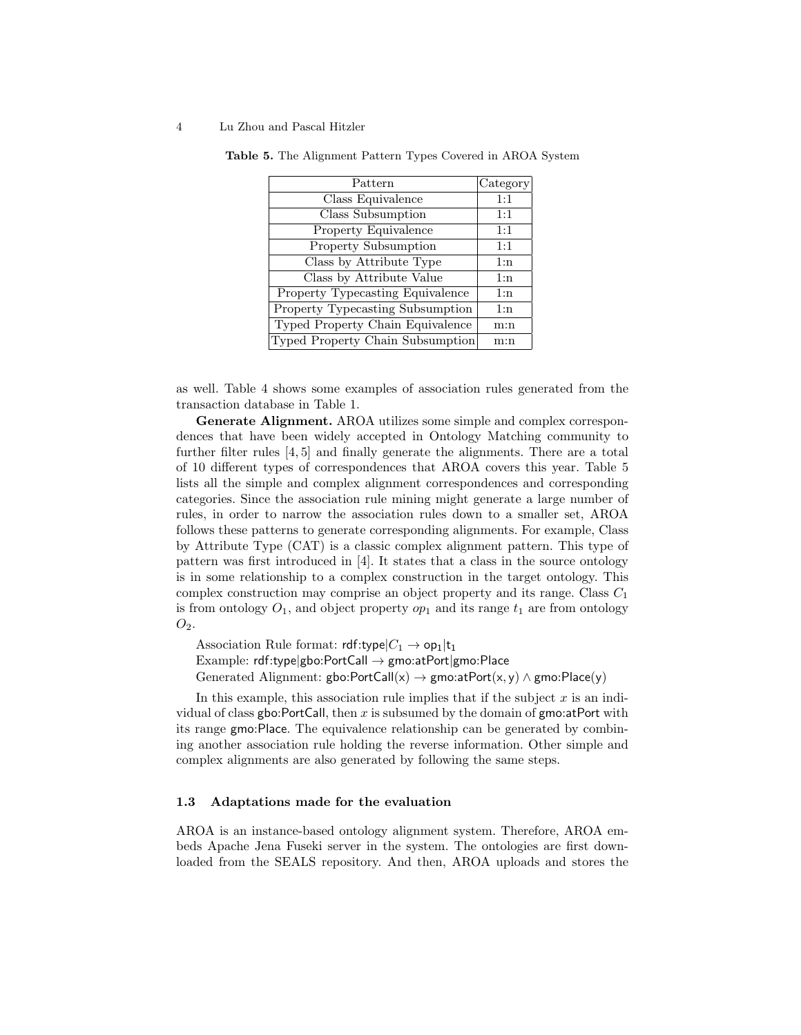**Table 5.** The Alignment Pattern Types Covered in AROA System

| Pattern | Category |
|---|---|
| Class Equivalence | 1:1 |
| Class Subsumption | 1:1 |
| Property Equivalence | 1:1 |
| Property Subsumption | 1:1 |
| Class by Attribute Type | 1:n |
| Class by Attribute Value | 1:n |
| Property Typecasting Equivalence | 1:n |
| Property Typecasting Subsumption | 1:n |
| Typed Property Chain Equivalence | m:n |
| Typed Property Chain Subsumption | m:n |

as well. Table 4 shows some examples of association rules generated from the transaction database in Table 1.

**Generate Alignment.** AROA utilizes some simple and complex correspondences that have been widely accepted in Ontology Matching community to further filter rules [4, 5] and finally generate the alignments. There are a total of 10 different types of correspondences that AROA covers this year. Table 5 lists all the simple and complex alignment correspondences and corresponding categories. Since the association rule mining might generate a large number of rules, in order to narrow the association rules down to a smaller set, AROA follows these patterns to generate corresponding alignments. For example, Class by Attribute Type (CAT) is a classic complex alignment pattern. This type of pattern was first introduced in [4]. It states that a class in the source ontology is in some relationship to a complex construction in the target ontology. This complex construction may comprise an object property and its range. Class $C_1$ is from ontology $O_1$, and object property $op_1$ and its range $t_1$ are from ontology $O_2$.

Association Rule format: rdf:type|$C_1$ → $\mathsf{op_1}$|$\mathsf{t_1}$
Example: rdf:type|gbo:PortCall → gmo:atPort|gmo:Place
Generated Alignment: $\mathsf{gbo{:}PortCall(x)} \rightarrow \mathsf{gmo{:}atPort(x, y)} \wedge \mathsf{gmo{:}Place(y)}$

In this example, this association rule implies that if the subject $x$ is an individual of class gbo:PortCall, then $x$ is subsumed by the domain of gmo:atPort with its range gmo:Place. The equivalence relationship can be generated by combining another association rule holding the reverse information. Other simple and complex alignments are also generated by following the same steps.

### 1.3 Adaptations made for the evaluation

AROA is an instance-based ontology alignment system. Therefore, AROA embeds Apache Jena Fuseki server in the system. The ontologies are first downloaded from the SEALS repository. And then, AROA uploads and stores the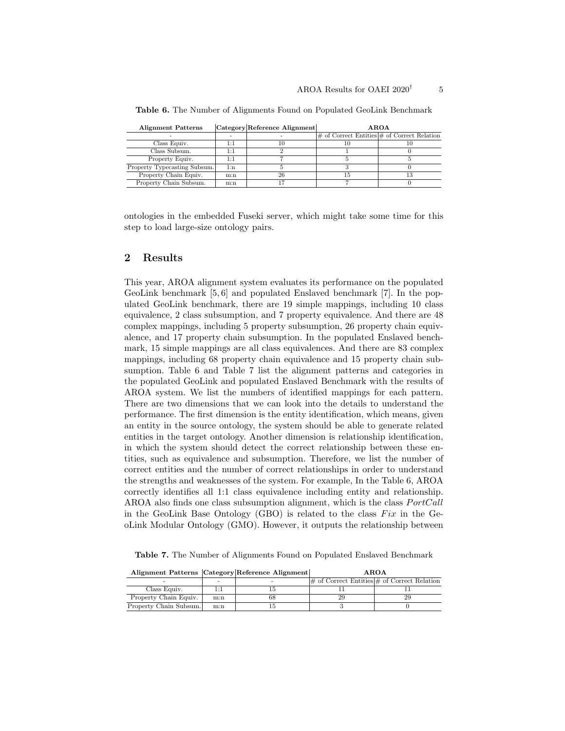**Table 6.** The Number of Alignments Found on Populated GeoLink Benchmark

| Alignment Patterns | Category | Reference Alignment | AROA | |
|---|---|---|---|---|
| - | - | - | # of Correct Entities | # of Correct Relation |
| Class Equiv. | 1:1 | 10 | 10 | 10 |
| Class Subsum. | 1:1 | 2 | 1 | 0 |
| Property Equiv. | 1:1 | 7 | 5 | 5 |
| Property Typecasting Subsum. | 1:n | 5 | 3 | 0 |
| Property Chain Equiv. | m:n | 26 | 15 | 13 |
| Property Chain Subsum. | m:n | 17 | 7 | 0 |

ontologies in the embedded Fuseki server, which might take some time for this step to load large-size ontology pairs.

## 2 Results

This year, AROA alignment system evaluates its performance on the populated GeoLink benchmark [5, 6] and populated Enslaved benchmark [7]. In the populated GeoLink benchmark, there are 19 simple mappings, including 10 class equivalence, 2 class subsumption, and 7 property equivalence. And there are 48 complex mappings, including 5 property subsumption, 26 property chain equivalence, and 17 property chain subsumption. In the populated Enslaved benchmark, 15 simple mappings are all class equivalences. And there are 83 complex mappings, including 68 property chain equivalence and 15 property chain subsumption. Table 6 and Table 7 list the alignment patterns and categories in the populated GeoLink and populated Enslaved Benchmark with the results of AROA system. We list the numbers of identified mappings for each pattern. There are two dimensions that we can look into the details to understand the performance. The first dimension is the entity identification, which means, given an entity in the source ontology, the system should be able to generate related entities in the target ontology. Another dimension is relationship identification, in which the system should detect the correct relationship between these entities, such as equivalence and subsumption. Therefore, we list the number of correct entities and the number of correct relationships in order to understand the strengths and weaknesses of the system. For example, In the Table 6, AROA correctly identifies all 1:1 class equivalence including entity and relationship. AROA also finds one class subsumption alignment, which is the class *PortCall* in the GeoLink Base Ontology (GBO) is related to the class *Fix* in the GeoLink Modular Ontology (GMO). However, it outputs the relationship between

**Table 7.** The Number of Alignments Found on Populated Enslaved Benchmark

| Alignment Patterns | Category | Reference Alignment | AROA | |
|---|---|---|---|---|
| - | - | - | # of Correct Entities | # of Correct Relation |
| Class Equiv. | 1:1 | 15 | 11 | 11 |
| Property Chain Equiv. | m:n | 68 | 29 | 29 |
| Property Chain Subsum. | m:n | 15 | 3 | 0 |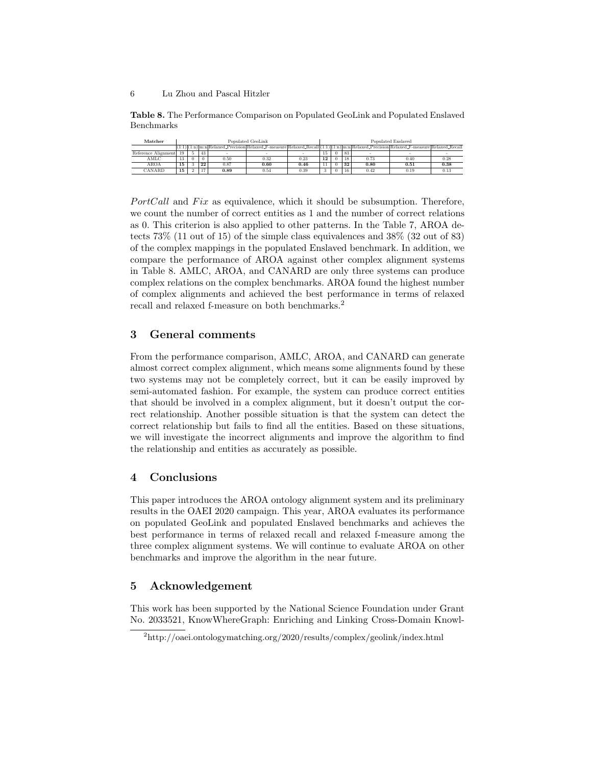**Table 8.** The Performance Comparison on Populated GeoLink and Populated Enslaved Benchmarks

| Matcher | Populated GeoLink | | | | | | Populated Enslaved | | | | | |
|---|---|---|---|---|---|---|---|---|---|---|---|---|
| | (1:1) | (1:n) | m:n | Relaxed_Precision | Relaxed_F-measure | Relaxed_Recall | (1:1) | (1:n) | m:n | Relaxed_Precision | Relaxed_F-measure | Relaxed_Recall |
| Reference Alignment | 19 | 5 | 43 | - | - | - | 15 | 0 | 83 | - | - | - |
| AMLC | 13 | 0 | 0 | 0.50 | 0.32 | 0.23 | **12** | 0 | 18 | 0.73 | 0.40 | 0.28 |
| AROA | **15** | 3 | **22** | 0.87 | **0.60** | **0.46** | 11 | 0 | **32** | **0.80** | **0.51** | **0.38** |
| CANARD | **15** | 2 | 17 | **0.89** | 0.54 | 0.39 | 3 | 0 | 16 | 0.42 | 0.19 | 0.13 |

*PortCall* and *Fix* as equivalence, which it should be subsumption. Therefore, we count the number of correct entities as 1 and the number of correct relations as 0. This criterion is also applied to other patterns. In the Table 7, AROA detects 73% (11 out of 15) of the simple class equivalences and 38% (32 out of 83) of the complex mappings in the populated Enslaved benchmark. In addition, we compare the performance of AROA against other complex alignment systems in Table 8. AMLC, AROA, and CANARD are only three systems can produce complex relations on the complex benchmarks. AROA found the highest number of complex alignments and achieved the best performance in terms of relaxed recall and relaxed f-measure on both benchmarks.[2]

## 3 General comments

From the performance comparison, AMLC, AROA, and CANARD can generate almost correct complex alignment, which means some alignments found by these two systems may not be completely correct, but it can be easily improved by semi-automated fashion. For example, the system can produce correct entities that should be involved in a complex alignment, but it doesn't output the correct relationship. Another possible situation is that the system can detect the correct relationship but fails to find all the entities. Based on these situations, we will investigate the incorrect alignments and improve the algorithm to find the relationship and entities as accurately as possible.

## 4 Conclusions

This paper introduces the AROA ontology alignment system and its preliminary results in the OAEI 2020 campaign. This year, AROA evaluates its performance on populated GeoLink and populated Enslaved benchmarks and achieves the best performance in terms of relaxed recall and relaxed f-measure among the three complex alignment systems. We will continue to evaluate AROA on other benchmarks and improve the algorithm in the near future.

## 5 Acknowledgement

This work has been supported by the National Science Foundation under Grant No. 2033521, KnowWhereGraph: Enriching and Linking Cross-Domain Knowl-

[2] http://oaei.ontologymatching.org/2020/results/complex/geolink/index.html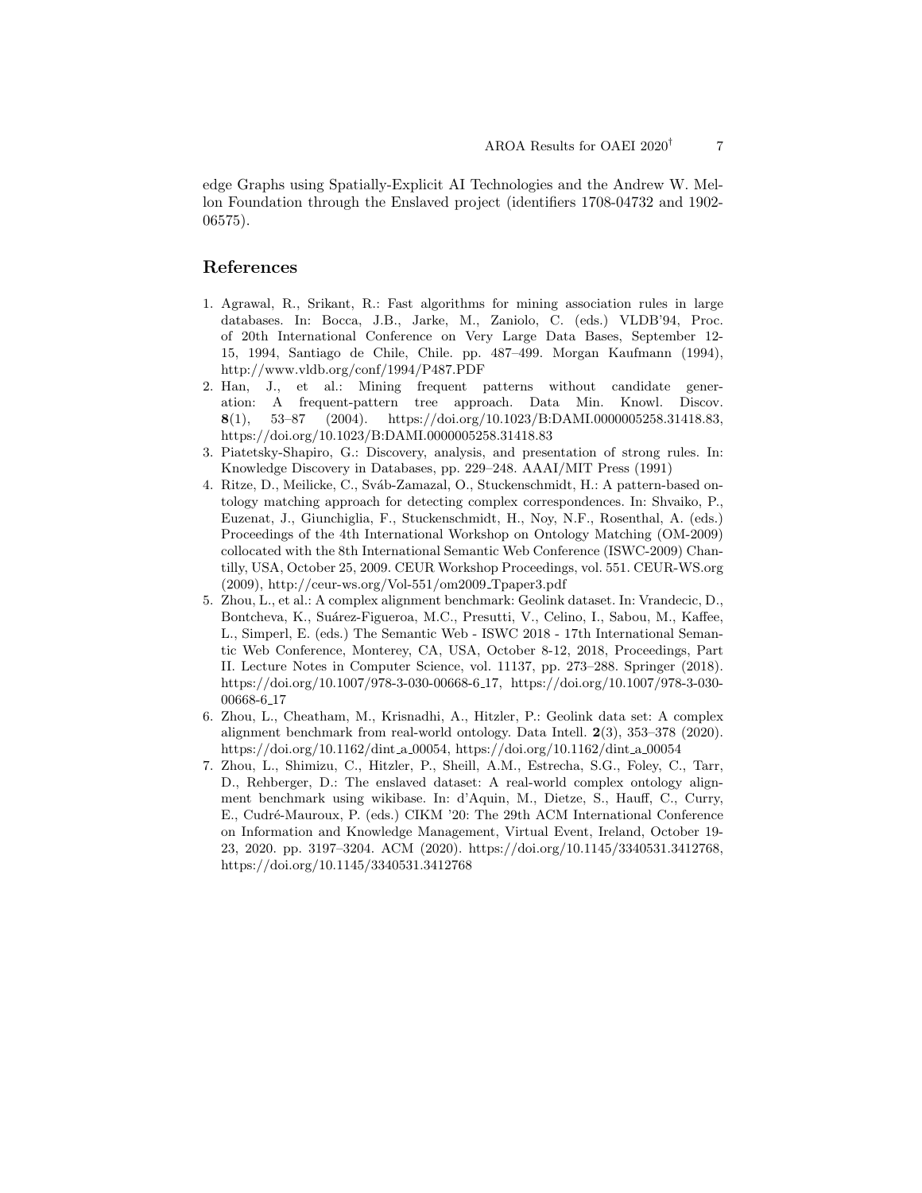edge Graphs using Spatially-Explicit AI Technologies and the Andrew W. Mellon Foundation through the Enslaved project (identifiers 1708-04732 and 1902-06575).

## References

1. Agrawal, R., Srikant, R.: Fast algorithms for mining association rules in large databases. In: Bocca, J.B., Jarke, M., Zaniolo, C. (eds.) VLDB'94, Proc. of 20th International Conference on Very Large Data Bases, September 12-15, 1994, Santiago de Chile, Chile. pp. 487–499. Morgan Kaufmann (1994), http://www.vldb.org/conf/1994/P487.PDF
2. Han, J., et al.: Mining frequent patterns without candidate generation: A frequent-pattern tree approach. Data Min. Knowl. Discov. **8**(1), 53–87 (2004). https://doi.org/10.1023/B:DAMI.0000005258.31418.83, https://doi.org/10.1023/B:DAMI.0000005258.31418.83
3. Piatetsky-Shapiro, G.: Discovery, analysis, and presentation of strong rules. In: Knowledge Discovery in Databases, pp. 229–248. AAAI/MIT Press (1991)
4. Ritze, D., Meilicke, C., Sváb-Zamazal, O., Stuckenschmidt, H.: A pattern-based ontology matching approach for detecting complex correspondences. In: Shvaiko, P., Euzenat, J., Giunchiglia, F., Stuckenschmidt, H., Noy, N.F., Rosenthal, A. (eds.) Proceedings of the 4th International Workshop on Ontology Matching (OM-2009) collocated with the 8th International Semantic Web Conference (ISWC-2009) Chantilly, USA, October 25, 2009. CEUR Workshop Proceedings, vol. 551. CEUR-WS.org (2009), http://ceur-ws.org/Vol-551/om2009_Tpaper3.pdf
5. Zhou, L., et al.: A complex alignment benchmark: Geolink dataset. In: Vrandecic, D., Bontcheva, K., Suárez-Figueroa, M.C., Presutti, V., Celino, I., Sabou, M., Kaffee, L., Simperl, E. (eds.) The Semantic Web - ISWC 2018 - 17th International Semantic Web Conference, Monterey, CA, USA, October 8-12, 2018, Proceedings, Part II. Lecture Notes in Computer Science, vol. 11137, pp. 273–288. Springer (2018). https://doi.org/10.1007/978-3-030-00668-6_17, https://doi.org/10.1007/978-3-030-00668-6_17
6. Zhou, L., Cheatham, M., Krisnadhi, A., Hitzler, P.: Geolink data set: A complex alignment benchmark from real-world ontology. Data Intell. **2**(3), 353–378 (2020). https://doi.org/10.1162/dint_a_00054, https://doi.org/10.1162/dint_a_00054
7. Zhou, L., Shimizu, C., Hitzler, P., Sheill, A.M., Estrecha, S.G., Foley, C., Tarr, D., Rehberger, D.: The enslaved dataset: A real-world complex ontology alignment benchmark using wikibase. In: d'Aquin, M., Dietze, S., Hauff, C., Curry, E., Cudré-Mauroux, P. (eds.) CIKM '20: The 29th ACM International Conference on Information and Knowledge Management, Virtual Event, Ireland, October 19-23, 2020. pp. 3197–3204. ACM (2020). https://doi.org/10.1145/3340531.3412768, https://doi.org/10.1145/3340531.3412768